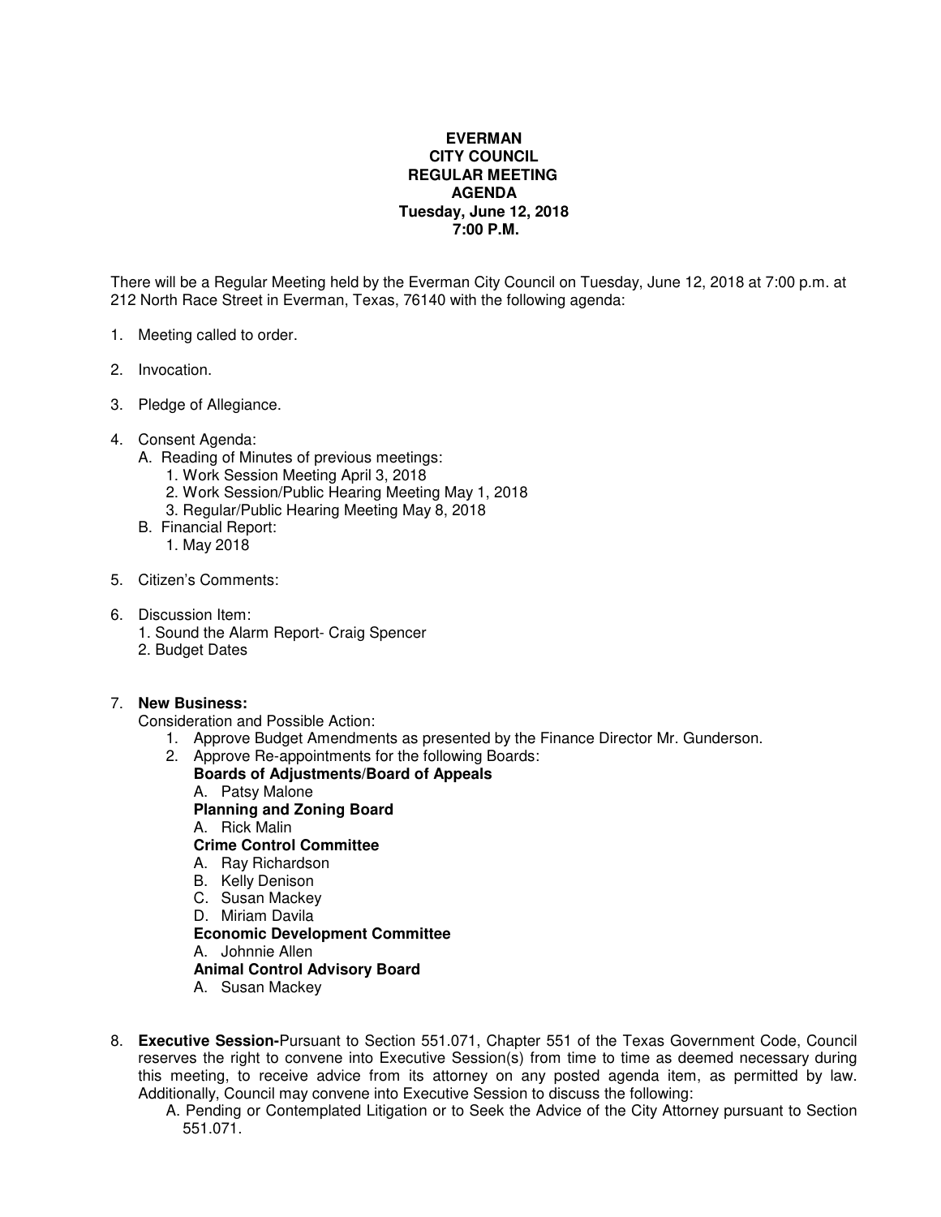**EVERMAN**
**CITY COUNCIL**
**REGULAR MEETING**
**AGENDA**
**Tuesday, June 12, 2018**
**7:00 P.M.**

There will be a Regular Meeting held by the Everman City Council on Tuesday, June 12, 2018 at 7:00 p.m. at 212 North Race Street in Everman, Texas, 76140 with the following agenda:

1. Meeting called to order.

2. Invocation.

3. Pledge of Allegiance.

4. Consent Agenda:
   A. Reading of Minutes of previous meetings:
      1. Work Session Meeting April 3, 2018
      2. Work Session/Public Hearing Meeting May 1, 2018
      3. Regular/Public Hearing Meeting May 8, 2018
   B. Financial Report:
      1. May 2018

5. Citizen's Comments:

6. Discussion Item:
   1. Sound the Alarm Report- Craig Spencer
   2. Budget Dates

7. **New Business:**
   Consideration and Possible Action:
   1. Approve Budget Amendments as presented by the Finance Director Mr. Gunderson.
   2. Approve Re-appointments for the following Boards:
      **Boards of Adjustments/Board of Appeals**
      A. Patsy Malone
      **Planning and Zoning Board**
      A. Rick Malin
      **Crime Control Committee**
      A. Ray Richardson
      B. Kelly Denison
      C. Susan Mackey
      D. Miriam Davila
      **Economic Development Committee**
      A. Johnnie Allen
      **Animal Control Advisory Board**
      A. Susan Mackey

8. **Executive Session-**Pursuant to Section 551.071, Chapter 551 of the Texas Government Code, Council reserves the right to convene into Executive Session(s) from time to time as deemed necessary during this meeting, to receive advice from its attorney on any posted agenda item, as permitted by law. Additionally, Council may convene into Executive Session to discuss the following:
   A. Pending or Contemplated Litigation or to Seek the Advice of the City Attorney pursuant to Section 551.071.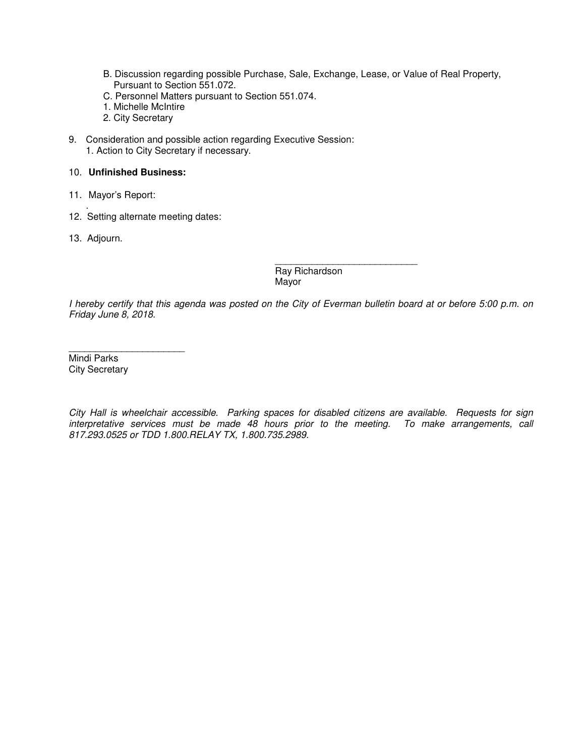B. Discussion regarding possible Purchase, Sale, Exchange, Lease, or Value of Real Property, Pursuant to Section 551.072.

C. Personnel Matters pursuant to Section 551.074.

1. Michelle McIntire
2. City Secretary

9. Consideration and possible action regarding Executive Session:
   1. Action to City Secretary if necessary.

10. **Unfinished Business:**

11. Mayor's Report:
    .

12. Setting alternate meeting dates:

13. Adjourn.

\_\_\_\_\_\_\_\_\_\_\_\_\_\_\_\_\_\_\_\_\_\_\_\_\_\_\_\_
Ray Richardson
Mayor

*I hereby certify that this agenda was posted on the City of Everman bulletin board at or before 5:00 p.m. on Friday June 8, 2018.*

\_\_\_\_\_\_\_\_\_\_\_\_\_\_\_\_\_\_\_\_\_\_
Mindi Parks
City Secretary

*City Hall is wheelchair accessible. Parking spaces for disabled citizens are available. Requests for sign interpretative services must be made 48 hours prior to the meeting. To make arrangements, call 817.293.0525 or TDD 1.800.RELAY TX, 1.800.735.2989.*